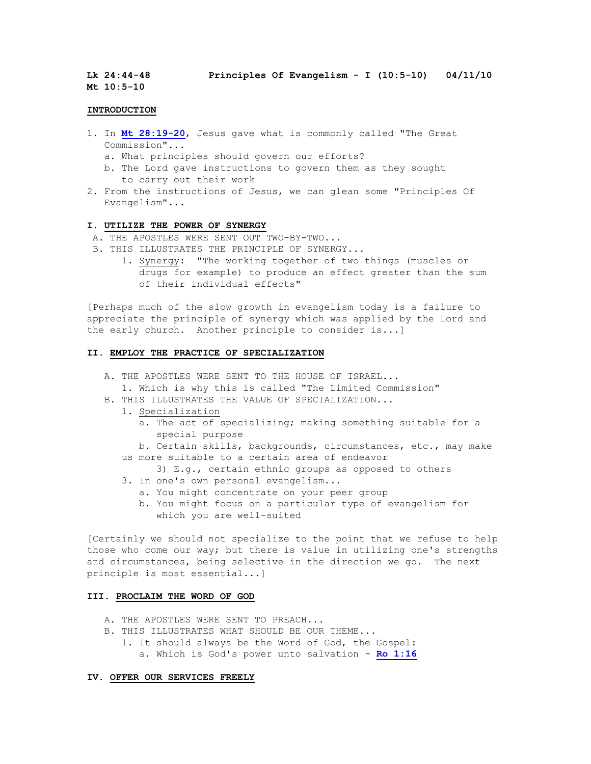**Lk 24:44-48** **Principles Of Evangelism - I (10:5-10)** **04/11/10**
**Mt 10:5-10**

**INTRODUCTION**

1. In **Mt 28:19-20**, Jesus gave what is commonly called "The Great Commission"...
   a. What principles should govern our efforts?
   b. The Lord gave instructions to govern them as they sought to carry out their work
2. From the instructions of Jesus, we can glean some "Principles Of Evangelism"...

**I. UTILIZE THE POWER OF SYNERGY**

A. THE APOSTLES WERE SENT OUT TWO-BY-TWO...
B. THIS ILLUSTRATES THE PRINCIPLE OF SYNERGY...
   1. Synergy: "The working together of two things (muscles or drugs for example) to produce an effect greater than the sum of their individual effects"

[Perhaps much of the slow growth in evangelism today is a failure to appreciate the principle of synergy which was applied by the Lord and the early church. Another principle to consider is...]

**II. EMPLOY THE PRACTICE OF SPECIALIZATION**

A. THE APOSTLES WERE SENT TO THE HOUSE OF ISRAEL...
   1. Which is why this is called "The Limited Commission"
B. THIS ILLUSTRATES THE VALUE OF SPECIALIZATION...
   1. Specialization
      a. The act of specializing; making something suitable for a special purpose
      b. Certain skills, backgrounds, circumstances, etc., may make us more suitable to a certain area of endeavor
         3) E.g., certain ethnic groups as opposed to others
   3. In one's own personal evangelism...
      a. You might concentrate on your peer group
      b. You might focus on a particular type of evangelism for which you are well-suited

[Certainly we should not specialize to the point that we refuse to help those who come our way; but there is value in utilizing one's strengths and circumstances, being selective in the direction we go. The next principle is most essential...]

**III. PROCLAIM THE WORD OF GOD**

A. THE APOSTLES WERE SENT TO PREACH...
B. THIS ILLUSTRATES WHAT SHOULD BE OUR THEME...
   1. It should always be the Word of God, the Gospel:
      a. Which is God's power unto salvation - **Ro 1:16**

**IV. OFFER OUR SERVICES FREELY**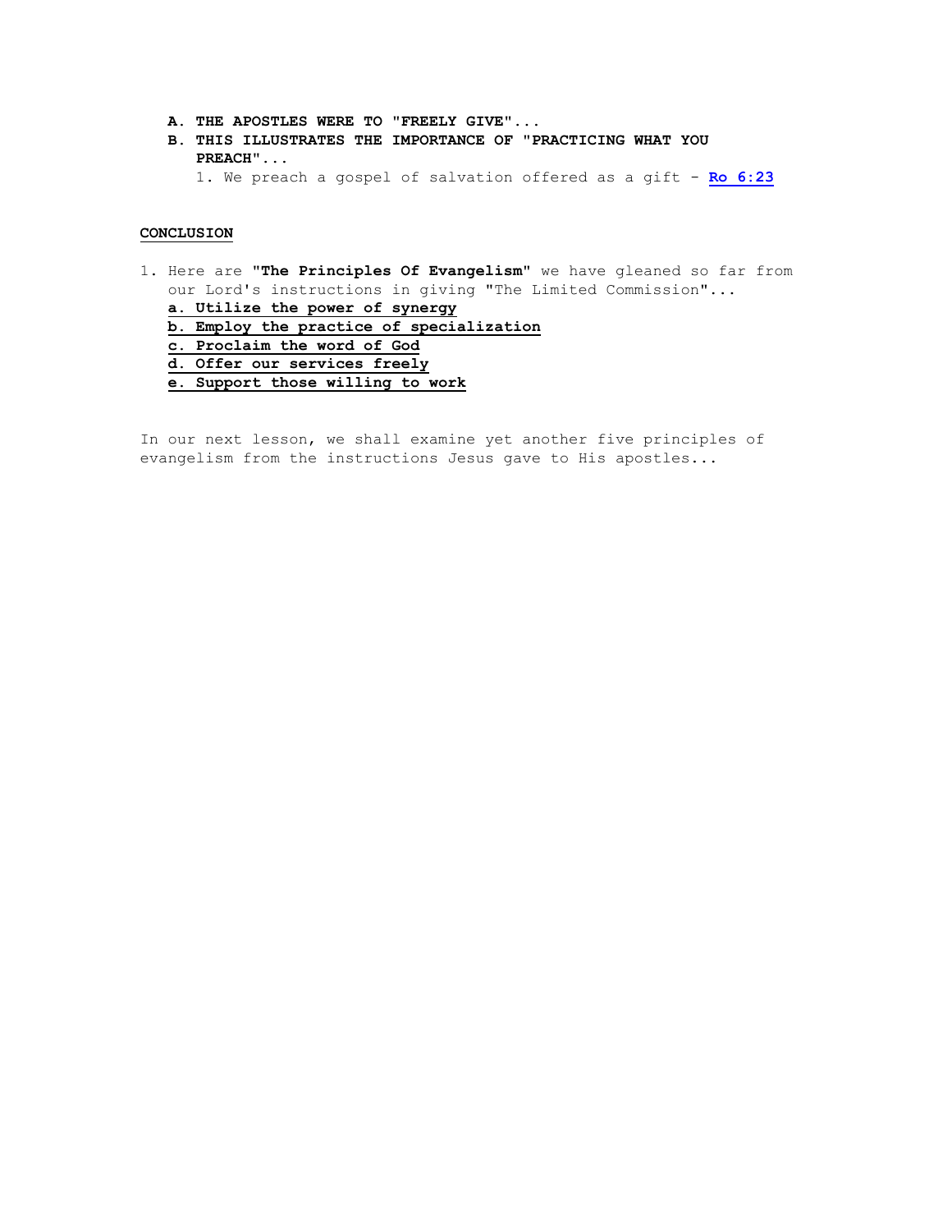**A. THE APOSTLES WERE TO "FREELY GIVE"...**

**B. THIS ILLUSTRATES THE IMPORTANCE OF "PRACTICING WHAT YOU PREACH"...**

1. We preach a gospel of salvation offered as a gift - **Ro 6:23**

## CONCLUSION

1. Here are **"The Principles Of Evangelism"** we have gleaned so far from our Lord's instructions in giving "The Limited Commission"...
   **a. Utilize the power of synergy**
   **b. Employ the practice of specialization**
   **c. Proclaim the word of God**
   **d. Offer our services freely**
   **e. Support those willing to work**

In our next lesson, we shall examine yet another five principles of evangelism from the instructions Jesus gave to His apostles...